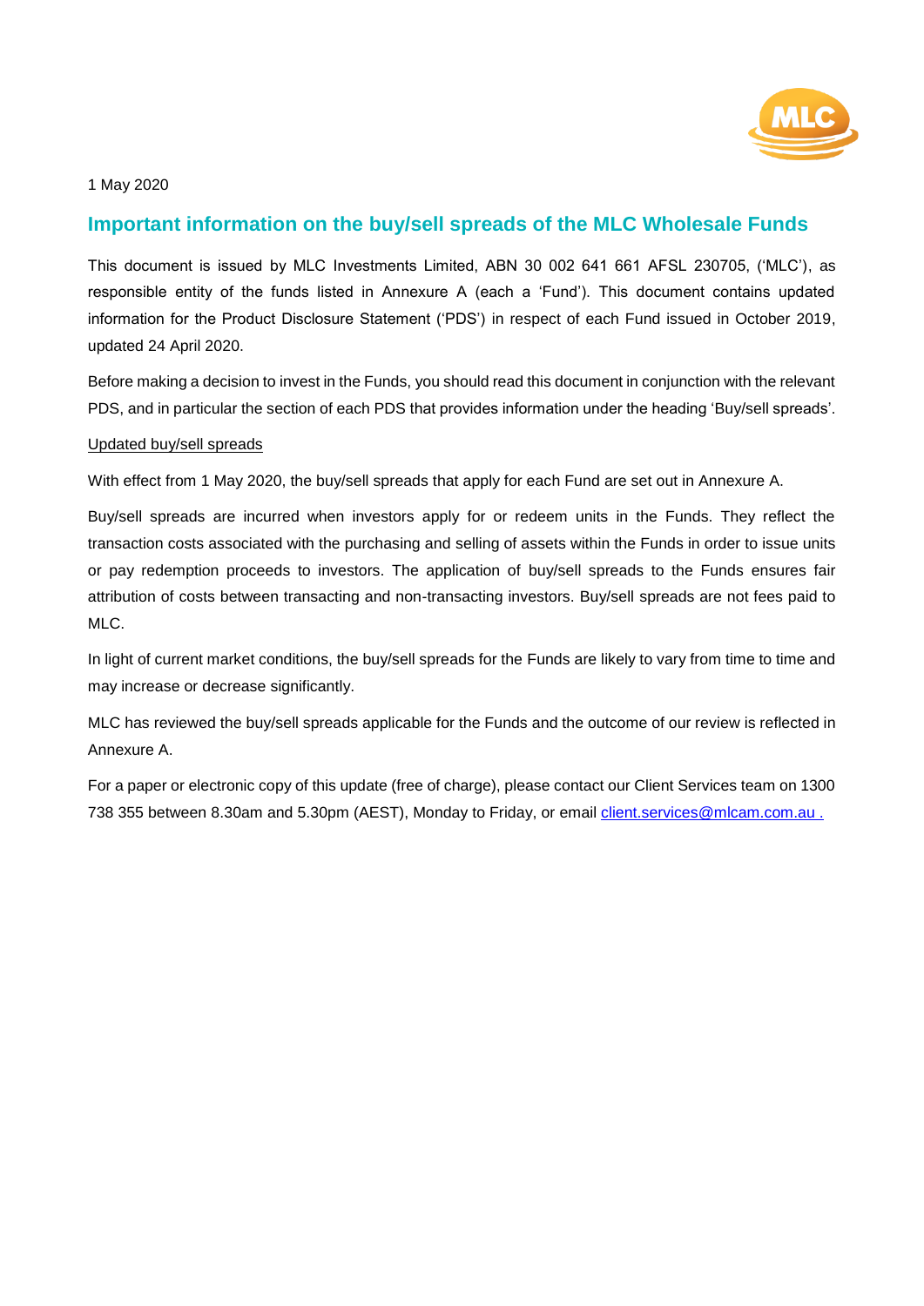1 May 2020

## Important information on the buy/sell spreads of the MLC Wholesale Funds

This document is issued by MLC Investments Limited, ABN 30 002 641 661 AFSL 230705, ('MLC'), as responsible entity of the funds listed in Annexure A (each a 'Fund'). This document contains updated information for the Product Disclosure Statement ('PDS') in respect of each Fund issued in October 2019, updated 24 April 2020.

Before making a decision to invest in the Funds, you should read this document in conjunction with the relevant PDS, and in particular the section of each PDS that provides information under the heading 'Buy/sell spreads'.

Updated buy/sell spreads

With effect from 1 May 2020, the buy/sell spreads that apply for each Fund are set out in Annexure A.

Buy/sell spreads are incurred when investors apply for or redeem units in the Funds. They reflect the transaction costs associated with the purchasing and selling of assets within the Funds in order to issue units or pay redemption proceeds to investors. The application of buy/sell spreads to the Funds ensures fair attribution of costs between transacting and non-transacting investors. Buy/sell spreads are not fees paid to MLC.

In light of current market conditions, the buy/sell spreads for the Funds are likely to vary from time to time and may increase or decrease significantly.

MLC has reviewed the buy/sell spreads applicable for the Funds and the outcome of our review is reflected in Annexure A.

For a paper or electronic copy of this update (free of charge), please contact our Client Services team on 1300 738 355 between 8.30am and 5.30pm (AEST), Monday to Friday, or email client.services@mlcam.com.au .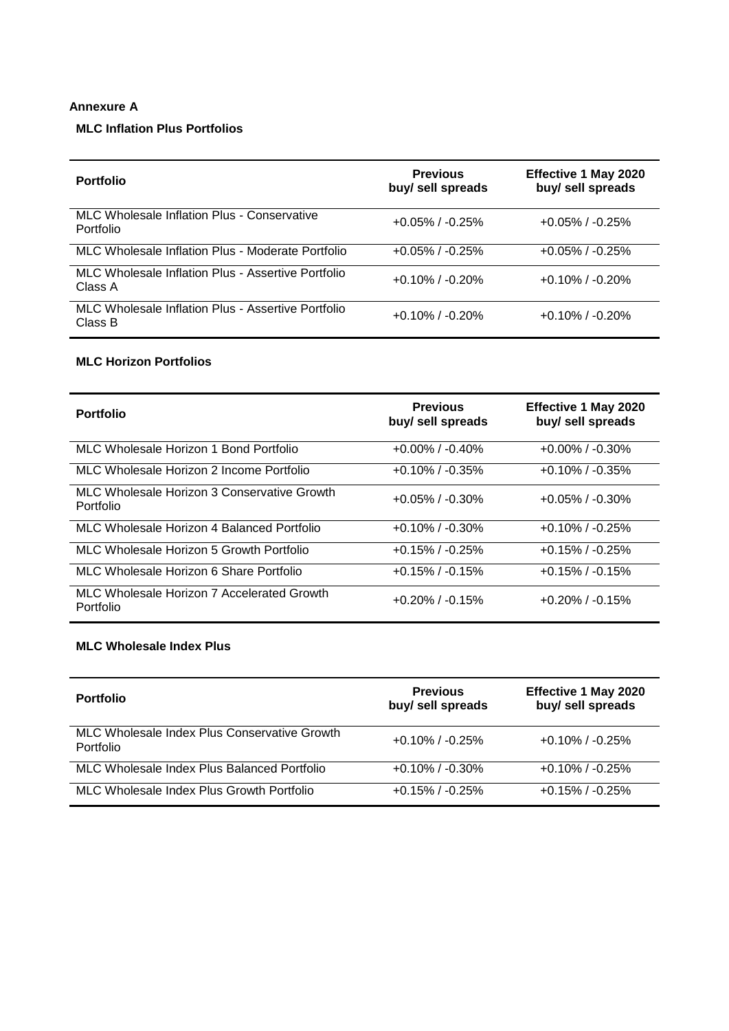**Annexure A**

**MLC Inflation Plus Portfolios**

| Portfolio | Previous buy/ sell spreads | Effective 1 May 2020 buy/ sell spreads |
|---|---|---|
| MLC Wholesale Inflation Plus - Conservative Portfolio | +0.05% / -0.25% | +0.05% / -0.25% |
| MLC Wholesale Inflation Plus - Moderate Portfolio | +0.05% / -0.25% | +0.05% / -0.25% |
| MLC Wholesale Inflation Plus - Assertive Portfolio Class A | +0.10% / -0.20% | +0.10% / -0.20% |
| MLC Wholesale Inflation Plus - Assertive Portfolio Class B | +0.10% / -0.20% | +0.10% / -0.20% |

**MLC Horizon Portfolios**

| Portfolio | Previous buy/ sell spreads | Effective 1 May 2020 buy/ sell spreads |
|---|---|---|
| MLC Wholesale Horizon 1 Bond Portfolio | +0.00% / -0.40% | +0.00% / -0.30% |
| MLC Wholesale Horizon 2 Income Portfolio | +0.10% / -0.35% | +0.10% / -0.35% |
| MLC Wholesale Horizon 3 Conservative Growth Portfolio | +0.05% / -0.30% | +0.05% / -0.30% |
| MLC Wholesale Horizon 4 Balanced Portfolio | +0.10% / -0.30% | +0.10% / -0.25% |
| MLC Wholesale Horizon 5 Growth Portfolio | +0.15% / -0.25% | +0.15% / -0.25% |
| MLC Wholesale Horizon 6 Share Portfolio | +0.15% / -0.15% | +0.15% / -0.15% |
| MLC Wholesale Horizon 7 Accelerated Growth Portfolio | +0.20% / -0.15% | +0.20% / -0.15% |

**MLC Wholesale Index Plus**

| Portfolio | Previous buy/ sell spreads | Effective 1 May 2020 buy/ sell spreads |
|---|---|---|
| MLC Wholesale Index Plus Conservative Growth Portfolio | +0.10% / -0.25% | +0.10% / -0.25% |
| MLC Wholesale Index Plus Balanced Portfolio | +0.10% / -0.30% | +0.10% / -0.25% |
| MLC Wholesale Index Plus Growth Portfolio | +0.15% / -0.25% | +0.15% / -0.25% |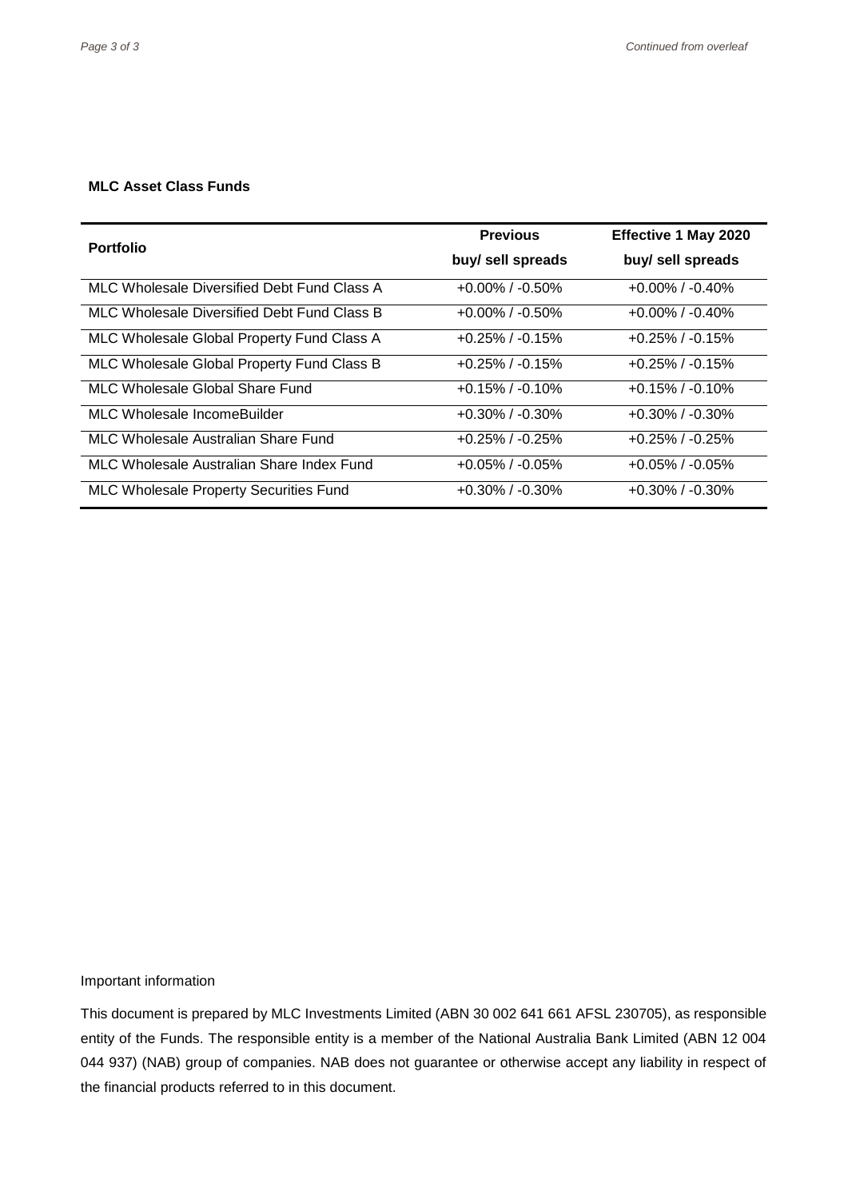**MLC Asset Class Funds**

| Portfolio | Previous<br>buy/ sell spreads | Effective 1 May 2020<br>buy/ sell spreads |
|---|---|---|
| MLC Wholesale Diversified Debt Fund Class A | +0.00% / -0.50% | +0.00% / -0.40% |
| MLC Wholesale Diversified Debt Fund Class B | +0.00% / -0.50% | +0.00% / -0.40% |
| MLC Wholesale Global Property Fund Class A | +0.25% / -0.15% | +0.25% / -0.15% |
| MLC Wholesale Global Property Fund Class B | +0.25% / -0.15% | +0.25% / -0.15% |
| MLC Wholesale Global Share Fund | +0.15% / -0.10% | +0.15% / -0.10% |
| MLC Wholesale IncomeBuilder | +0.30% / -0.30% | +0.30% / -0.30% |
| MLC Wholesale Australian Share Fund | +0.25% / -0.25% | +0.25% / -0.25% |
| MLC Wholesale Australian Share Index Fund | +0.05% / -0.05% | +0.05% / -0.05% |
| MLC Wholesale Property Securities Fund | +0.30% / -0.30% | +0.30% / -0.30% |

Important information

This document is prepared by MLC Investments Limited (ABN 30 002 641 661 AFSL 230705), as responsible entity of the Funds. The responsible entity is a member of the National Australia Bank Limited (ABN 12 004 044 937) (NAB) group of companies. NAB does not guarantee or otherwise accept any liability in respect of the financial products referred to in this document.